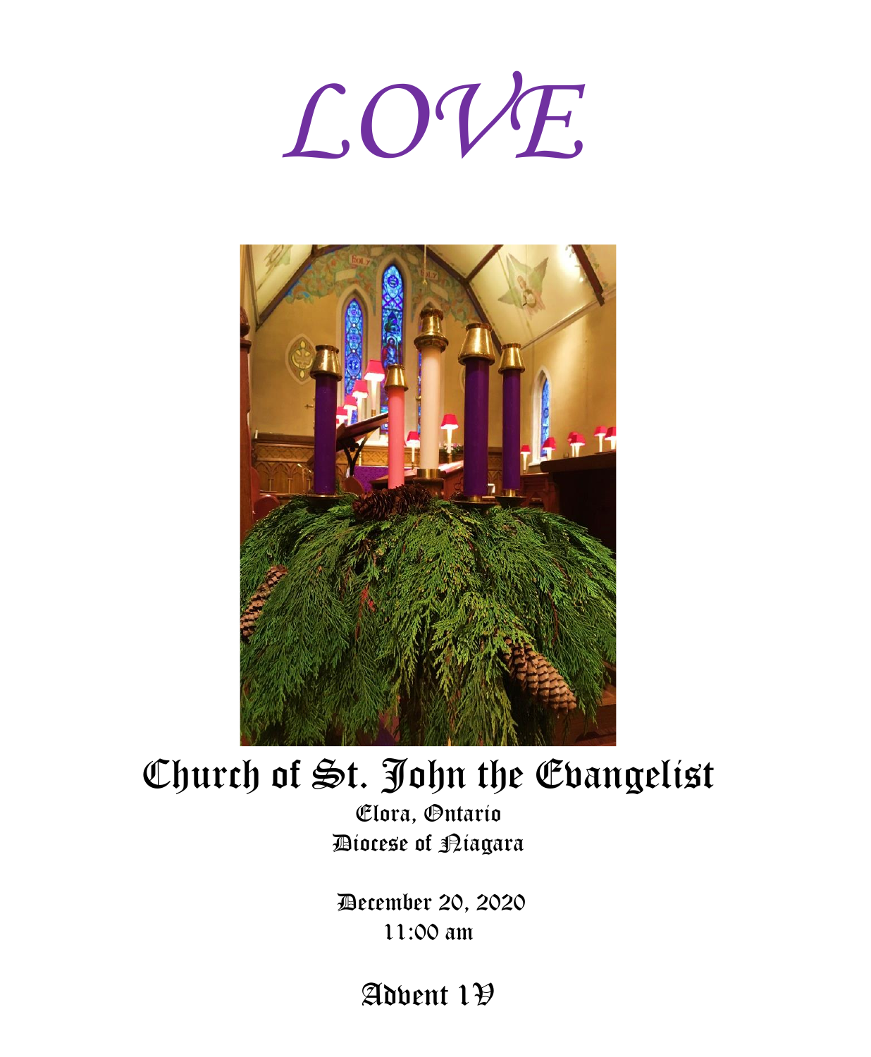# LOVE

## Church of St. John the Evangelist

Elora, Ontario
Diocese of Niagara

December 20, 2020
11:00 am

### Advent IV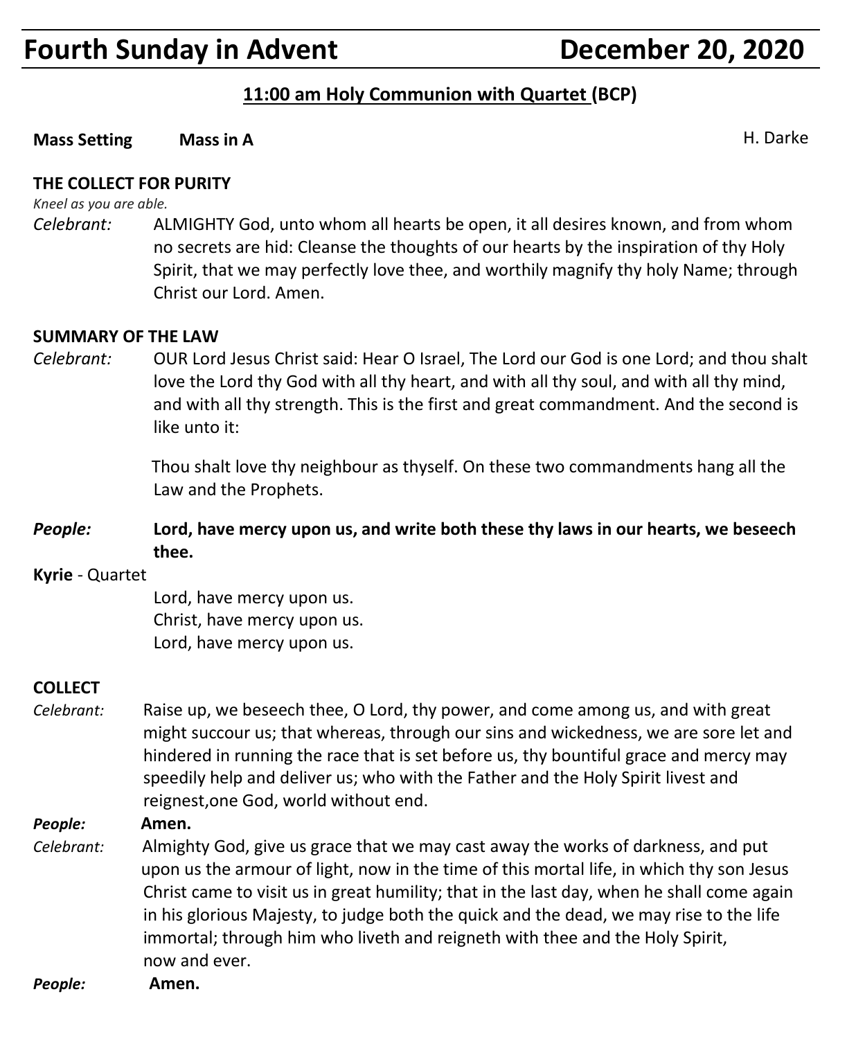# Fourth Sunday in Advent December 20, 2020

## 11:00 am Holy Communion with Quartet (BCP)

**Mass Setting** **Mass in A** H. Darke

**THE COLLECT FOR PURITY**

*Kneel as you are able.*

*Celebrant:* ALMIGHTY God, unto whom all hearts be open, it all desires known, and from whom no secrets are hid: Cleanse the thoughts of our hearts by the inspiration of thy Holy Spirit, that we may perfectly love thee, and worthily magnify thy holy Name; through Christ our Lord. Amen.

**SUMMARY OF THE LAW**

*Celebrant:* OUR Lord Jesus Christ said: Hear O Israel, The Lord our God is one Lord; and thou shalt love the Lord thy God with all thy heart, and with all thy soul, and with all thy mind, and with all thy strength. This is the first and great commandment. And the second is like unto it:

Thou shalt love thy neighbour as thyself. On these two commandments hang all the Law and the Prophets.

***People:*** **Lord, have mercy upon us, and write both these thy laws in our hearts, we beseech thee.**

**Kyrie** - Quartet

Lord, have mercy upon us.
Christ, have mercy upon us.
Lord, have mercy upon us.

**COLLECT**

*Celebrant:* Raise up, we beseech thee, O Lord, thy power, and come among us, and with great might succour us; that whereas, through our sins and wickedness, we are sore let and hindered in running the race that is set before us, thy bountiful grace and mercy may speedily help and deliver us; who with the Father and the Holy Spirit livest and reignest,one God, world without end.

***People:*** **Amen.**

*Celebrant:* Almighty God, give us grace that we may cast away the works of darkness, and put upon us the armour of light, now in the time of this mortal life, in which thy son Jesus Christ came to visit us in great humility; that in the last day, when he shall come again in his glorious Majesty, to judge both the quick and the dead, we may rise to the life immortal; through him who liveth and reigneth with thee and the Holy Spirit, now and ever.

***People:*** **Amen.**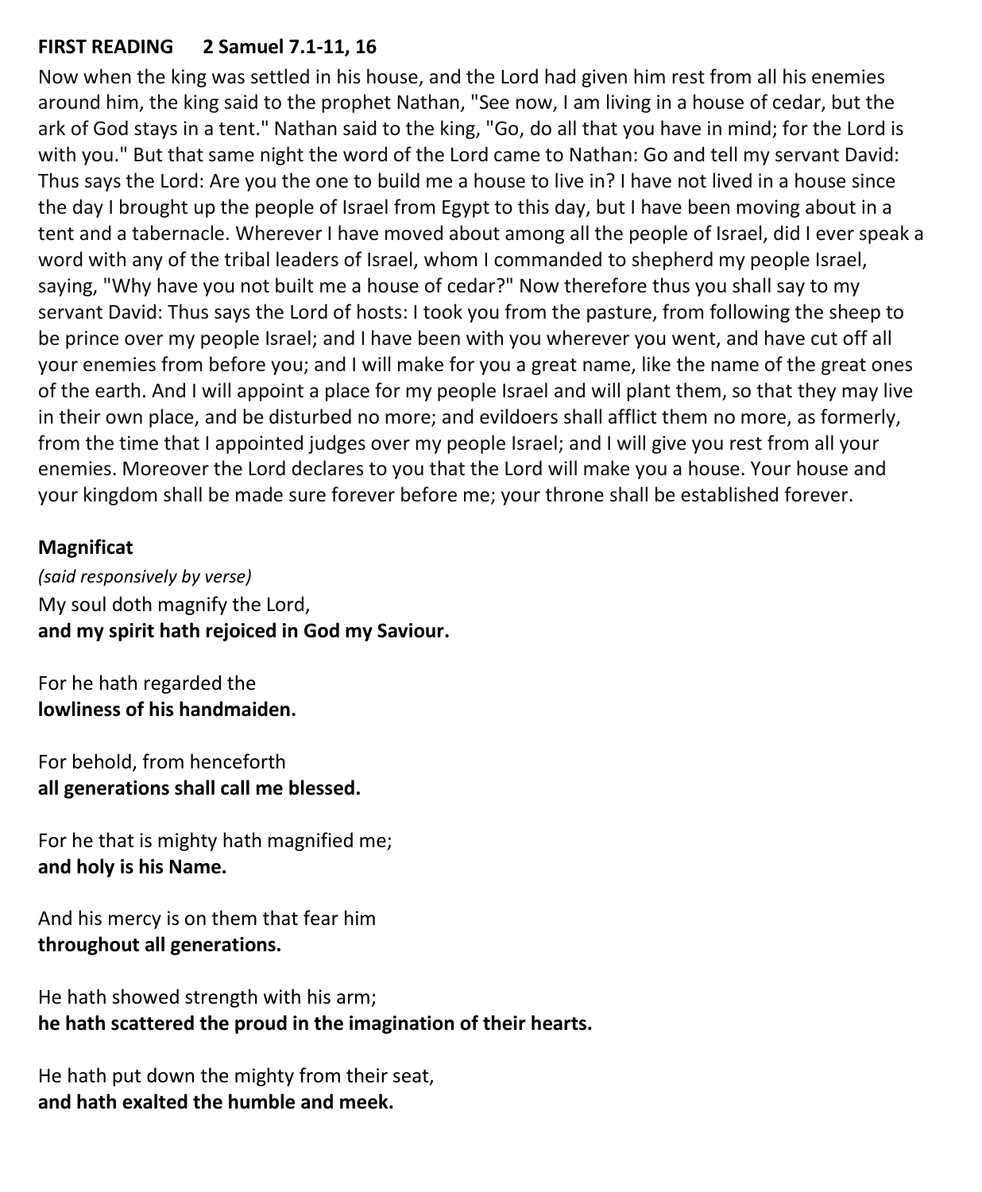**FIRST READING 2 Samuel 7.1-11, 16**

Now when the king was settled in his house, and the Lord had given him rest from all his enemies around him, the king said to the prophet Nathan, "See now, I am living in a house of cedar, but the ark of God stays in a tent." Nathan said to the king, "Go, do all that you have in mind; for the Lord is with you." But that same night the word of the Lord came to Nathan: Go and tell my servant David: Thus says the Lord: Are you the one to build me a house to live in? I have not lived in a house since the day I brought up the people of Israel from Egypt to this day, but I have been moving about in a tent and a tabernacle. Wherever I have moved about among all the people of Israel, did I ever speak a word with any of the tribal leaders of Israel, whom I commanded to shepherd my people Israel, saying, "Why have you not built me a house of cedar?" Now therefore thus you shall say to my servant David: Thus says the Lord of hosts: I took you from the pasture, from following the sheep to be prince over my people Israel; and I have been with you wherever you went, and have cut off all your enemies from before you; and I will make for you a great name, like the name of the great ones of the earth. And I will appoint a place for my people Israel and will plant them, so that they may live in their own place, and be disturbed no more; and evildoers shall afflict them no more, as formerly, from the time that I appointed judges over my people Israel; and I will give you rest from all your enemies. Moreover the Lord declares to you that the Lord will make you a house. Your house and your kingdom shall be made sure forever before me; your throne shall be established forever.

**Magnificat**

*(said responsively by verse)*

My soul doth magnify the Lord,
**and my spirit hath rejoiced in God my Saviour.**

For he hath regarded the
**lowliness of his handmaiden.**

For behold, from henceforth
**all generations shall call me blessed.**

For he that is mighty hath magnified me;
**and holy is his Name.**

And his mercy is on them that fear him
**throughout all generations.**

He hath showed strength with his arm;
**he hath scattered the proud in the imagination of their hearts.**

He hath put down the mighty from their seat,
**and hath exalted the humble and meek.**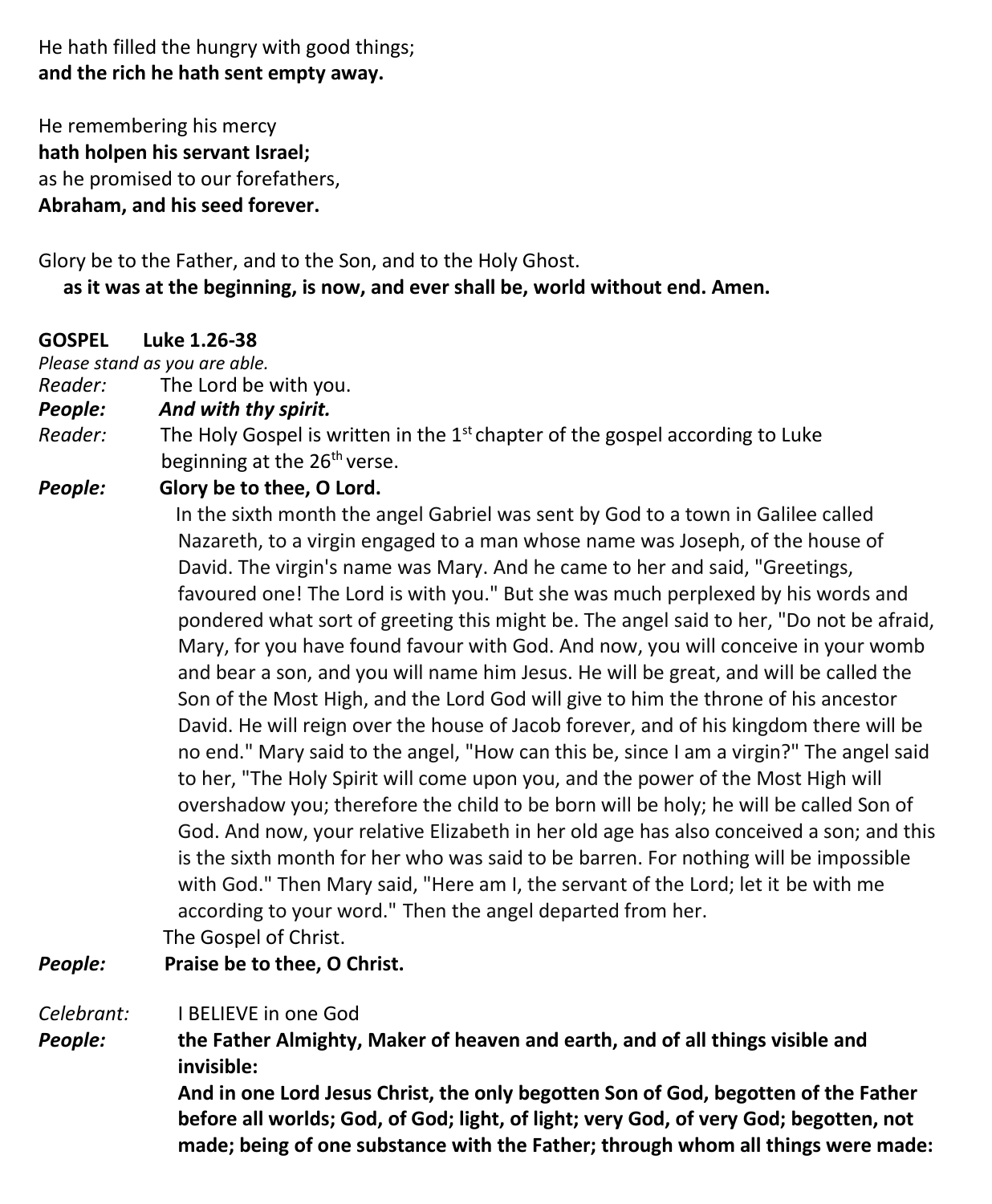He hath filled the hungry with good things;
**and the rich he hath sent empty away.**

He remembering his mercy
**hath holpen his servant Israel;**
as he promised to our forefathers,
**Abraham, and his seed forever.**

Glory be to the Father, and to the Son, and to the Holy Ghost.
**as it was at the beginning, is now, and ever shall be, world without end. Amen.**

**GOSPEL Luke 1.26-38**

*Please stand as you are able.*

*Reader:* The Lord be with you.

***People:*** ***And with thy spirit.***

*Reader:* The Holy Gospel is written in the 1st chapter of the gospel according to Luke beginning at the 26th verse.

***People:*** **Glory be to thee, O Lord.**

In the sixth month the angel Gabriel was sent by God to a town in Galilee called Nazareth, to a virgin engaged to a man whose name was Joseph, of the house of David. The virgin's name was Mary. And he came to her and said, "Greetings, favoured one! The Lord is with you." But she was much perplexed by his words and pondered what sort of greeting this might be. The angel said to her, "Do not be afraid, Mary, for you have found favour with God. And now, you will conceive in your womb and bear a son, and you will name him Jesus. He will be great, and will be called the Son of the Most High, and the Lord God will give to him the throne of his ancestor David. He will reign over the house of Jacob forever, and of his kingdom there will be no end." Mary said to the angel, "How can this be, since I am a virgin?" The angel said to her, "The Holy Spirit will come upon you, and the power of the Most High will overshadow you; therefore the child to be born will be holy; he will be called Son of God. And now, your relative Elizabeth in her old age has also conceived a son; and this is the sixth month for her who was said to be barren. For nothing will be impossible with God." Then Mary said, "Here am I, the servant of the Lord; let it be with me according to your word." Then the angel departed from her.

The Gospel of Christ.

***People:*** **Praise be to thee, O Christ.**

*Celebrant:* I BELIEVE in one God

***People:*** **the Father Almighty, Maker of heaven and earth, and of all things visible and invisible:**
**And in one Lord Jesus Christ, the only begotten Son of God, begotten of the Father before all worlds; God, of God; light, of light; very God, of very God; begotten, not made; being of one substance with the Father; through whom all things were made:**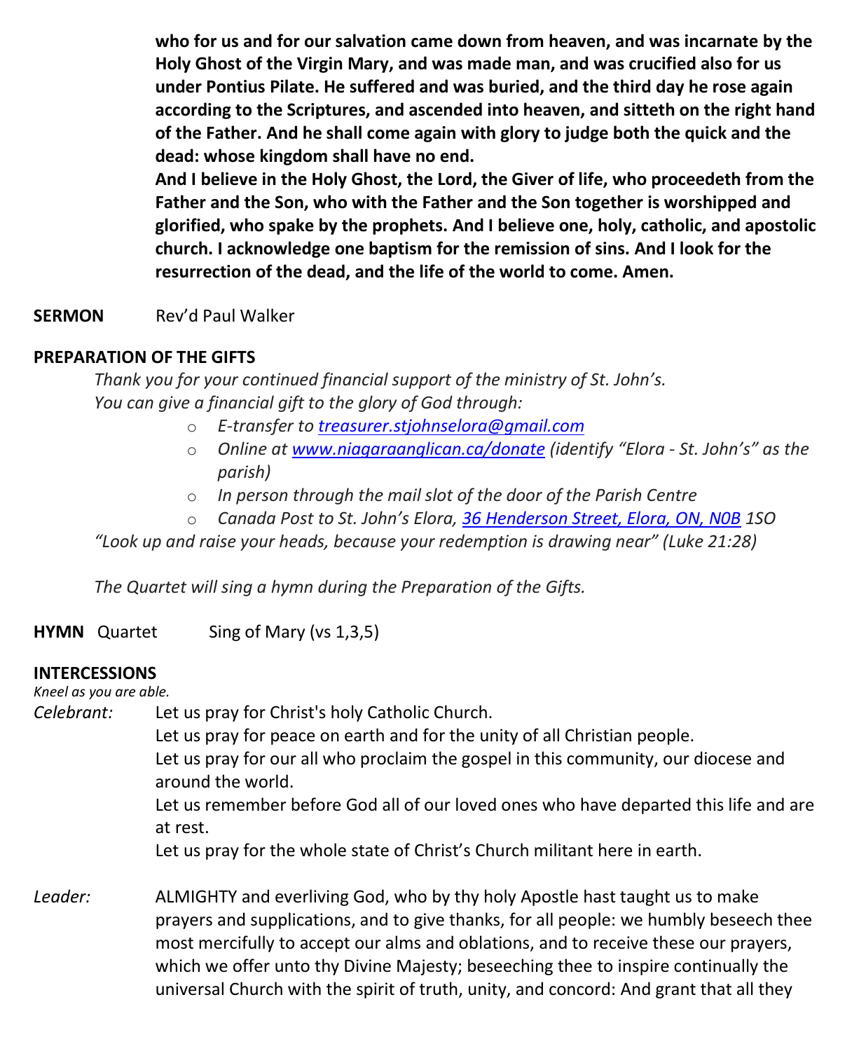**who for us and for our salvation came down from heaven, and was incarnate by the Holy Ghost of the Virgin Mary, and was made man, and was crucified also for us under Pontius Pilate. He suffered and was buried, and the third day he rose again according to the Scriptures, and ascended into heaven, and sitteth on the right hand of the Father. And he shall come again with glory to judge both the quick and the dead: whose kingdom shall have no end.**
**And I believe in the Holy Ghost, the Lord, the Giver of life, who proceedeth from the Father and the Son, who with the Father and the Son together is worshipped and glorified, who spake by the prophets. And I believe one, holy, catholic, and apostolic church. I acknowledge one baptism for the remission of sins. And I look for the resurrection of the dead, and the life of the world to come. Amen.**

**SERMON** Rev'd Paul Walker

**PREPARATION OF THE GIFTS**

*Thank you for your continued financial support of the ministry of St. John's.*
*You can give a financial gift to the glory of God through:*

- *E-transfer to [treasurer.stjohnselora@gmail.com](mailto:treasurer.stjohnselora@gmail.com)*
- *Online at [www.niagaraanglican.ca/donate](http://www.niagaraanglican.ca/donate) (identify "Elora - St. John's" as the parish)*
- *In person through the mail slot of the door of the Parish Centre*
- *Canada Post to St. John's Elora, 36 Henderson Street, Elora, ON, N0B 1SO*

*"Look up and raise your heads, because your redemption is drawing near" (Luke 21:28)*

*The Quartet will sing a hymn during the Preparation of the Gifts.*

**HYMN** Quartet Sing of Mary (vs 1,3,5)

**INTERCESSIONS**

*Kneel as you are able.*

*Celebrant:* Let us pray for Christ's holy Catholic Church.
Let us pray for peace on earth and for the unity of all Christian people.
Let us pray for our all who proclaim the gospel in this community, our diocese and around the world.
Let us remember before God all of our loved ones who have departed this life and are at rest.
Let us pray for the whole state of Christ's Church militant here in earth.

*Leader:* ALMIGHTY and everliving God, who by thy holy Apostle hast taught us to make prayers and supplications, and to give thanks, for all people: we humbly beseech thee most mercifully to accept our alms and oblations, and to receive these our prayers, which we offer unto thy Divine Majesty; beseeching thee to inspire continually the universal Church with the spirit of truth, unity, and concord: And grant that all they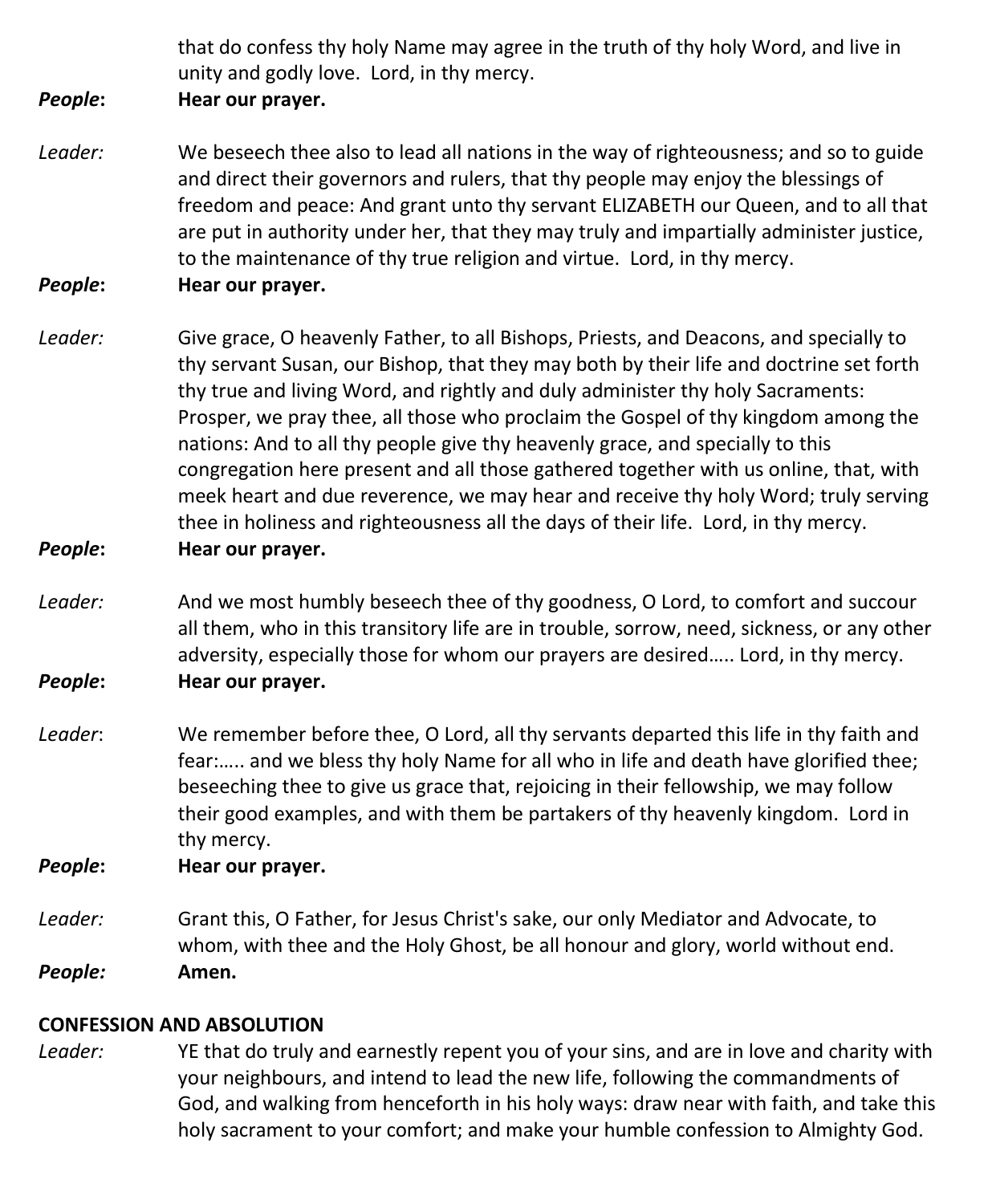that do confess thy holy Name may agree in the truth of thy holy Word, and live in unity and godly love. Lord, in thy mercy.

***People*:** **Hear our prayer.**

*Leader:* We beseech thee also to lead all nations in the way of righteousness; and so to guide and direct their governors and rulers, that thy people may enjoy the blessings of freedom and peace: And grant unto thy servant ELIZABETH our Queen, and to all that are put in authority under her, that they may truly and impartially administer justice, to the maintenance of thy true religion and virtue. Lord, in thy mercy.

***People*:** **Hear our prayer.**

*Leader:* Give grace, O heavenly Father, to all Bishops, Priests, and Deacons, and specially to thy servant Susan, our Bishop, that they may both by their life and doctrine set forth thy true and living Word, and rightly and duly administer thy holy Sacraments: Prosper, we pray thee, all those who proclaim the Gospel of thy kingdom among the nations: And to all thy people give thy heavenly grace, and specially to this congregation here present and all those gathered together with us online, that, with meek heart and due reverence, we may hear and receive thy holy Word; truly serving thee in holiness and righteousness all the days of their life. Lord, in thy mercy.

***People*:** **Hear our prayer.**

*Leader:* And we most humbly beseech thee of thy goodness, O Lord, to comfort and succour all them, who in this transitory life are in trouble, sorrow, need, sickness, or any other adversity, especially those for whom our prayers are desired….. Lord, in thy mercy.

***People*:** **Hear our prayer.**

*Leader*: We remember before thee, O Lord, all thy servants departed this life in thy faith and fear:….. and we bless thy holy Name for all who in life and death have glorified thee; beseeching thee to give us grace that, rejoicing in their fellowship, we may follow their good examples, and with them be partakers of thy heavenly kingdom. Lord in thy mercy.

***People*:** **Hear our prayer.**

*Leader:* Grant this, O Father, for Jesus Christ's sake, our only Mediator and Advocate, to whom, with thee and the Holy Ghost, be all honour and glory, world without end.

***People:*** **Amen.**

**CONFESSION AND ABSOLUTION**

*Leader:* YE that do truly and earnestly repent you of your sins, and are in love and charity with your neighbours, and intend to lead the new life, following the commandments of God, and walking from henceforth in his holy ways: draw near with faith, and take this holy sacrament to your comfort; and make your humble confession to Almighty God.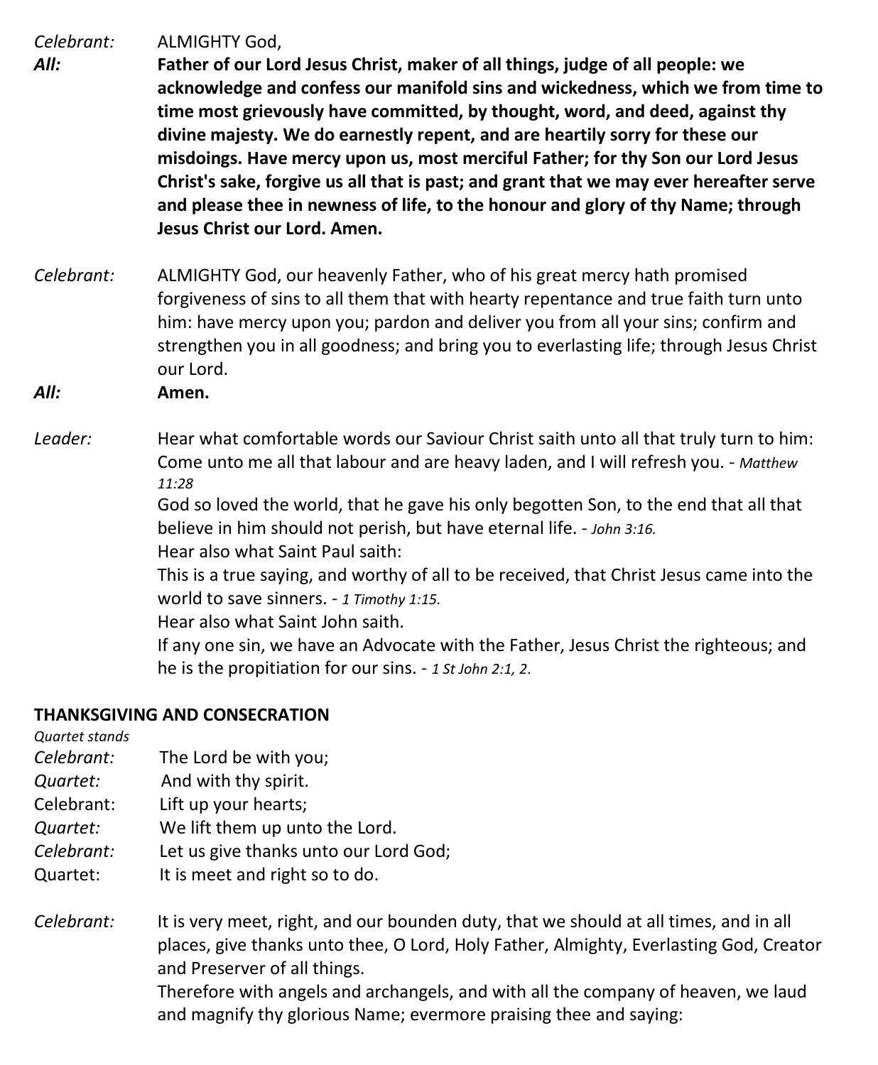*Celebrant:* ALMIGHTY God,

***All:*** **Father of our Lord Jesus Christ, maker of all things, judge of all people: we acknowledge and confess our manifold sins and wickedness, which we from time to time most grievously have committed, by thought, word, and deed, against thy divine majesty. We do earnestly repent, and are heartily sorry for these our misdoings. Have mercy upon us, most merciful Father; for thy Son our Lord Jesus Christ's sake, forgive us all that is past; and grant that we may ever hereafter serve and please thee in newness of life, to the honour and glory of thy Name; through Jesus Christ our Lord. Amen.**

*Celebrant:* ALMIGHTY God, our heavenly Father, who of his great mercy hath promised forgiveness of sins to all them that with hearty repentance and true faith turn unto him: have mercy upon you; pardon and deliver you from all your sins; confirm and strengthen you in all goodness; and bring you to everlasting life; through Jesus Christ our Lord.

***All:*** **Amen.**

*Leader:* Hear what comfortable words our Saviour Christ saith unto all that truly turn to him:
Come unto me all that labour and are heavy laden, and I will refresh you. - *Matthew 11:28*
God so loved the world, that he gave his only begotten Son, to the end that all that believe in him should not perish, but have eternal life. - *John 3:16.*
Hear also what Saint Paul saith:
This is a true saying, and worthy of all to be received, that Christ Jesus came into the world to save sinners. - *1 Timothy 1:15.*
Hear also what Saint John saith.
If any one sin, we have an Advocate with the Father, Jesus Christ the righteous; and he is the propitiation for our sins. - *1 St John 2:1, 2.*

**THANKSGIVING AND CONSECRATION**

*Quartet stands*

*Celebrant:* The Lord be with you;
*Quartet:* And with thy spirit.
Celebrant: Lift up your hearts;
*Quartet:* We lift them up unto the Lord.
*Celebrant:* Let us give thanks unto our Lord God;
Quartet: It is meet and right so to do.

*Celebrant:* It is very meet, right, and our bounden duty, that we should at all times, and in all places, give thanks unto thee, O Lord, Holy Father, Almighty, Everlasting God, Creator and Preserver of all things.
Therefore with angels and archangels, and with all the company of heaven, we laud and magnify thy glorious Name; evermore praising thee and saying: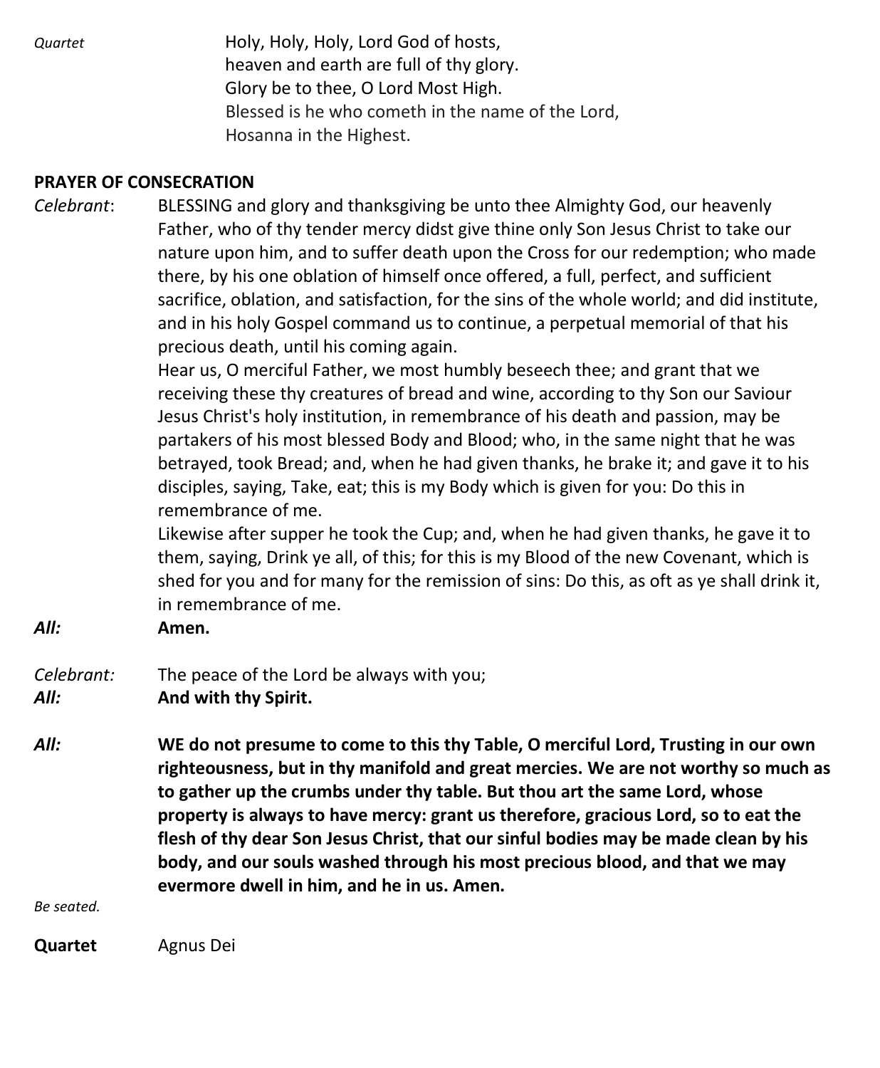*Quartet* Holy, Holy, Holy, Lord God of hosts,
heaven and earth are full of thy glory.
Glory be to thee, O Lord Most High.
Blessed is he who cometh in the name of the Lord,
Hosanna in the Highest.

**PRAYER OF CONSECRATION**

*Celebrant*: BLESSING and glory and thanksgiving be unto thee Almighty God, our heavenly Father, who of thy tender mercy didst give thine only Son Jesus Christ to take our nature upon him, and to suffer death upon the Cross for our redemption; who made there, by his one oblation of himself once offered, a full, perfect, and sufficient sacrifice, oblation, and satisfaction, for the sins of the whole world; and did institute, and in his holy Gospel command us to continue, a perpetual memorial of that his precious death, until his coming again.

Hear us, O merciful Father, we most humbly beseech thee; and grant that we receiving these thy creatures of bread and wine, according to thy Son our Saviour Jesus Christ's holy institution, in remembrance of his death and passion, may be partakers of his most blessed Body and Blood; who, in the same night that he was betrayed, took Bread; and, when he had given thanks, he brake it; and gave it to his disciples, saying, Take, eat; this is my Body which is given for you: Do this in remembrance of me.

Likewise after supper he took the Cup; and, when he had given thanks, he gave it to them, saying, Drink ye all, of this; for this is my Blood of the new Covenant, which is shed for you and for many for the remission of sins: Do this, as oft as ye shall drink it, in remembrance of me.

***All:*** **Amen.**

*Celebrant:* The peace of the Lord be always with you;
***All:*** **And with thy Spirit.**

***All:*** **WE do not presume to come to this thy Table, O merciful Lord, Trusting in our own righteousness, but in thy manifold and great mercies. We are not worthy so much as to gather up the crumbs under thy table. But thou art the same Lord, whose property is always to have mercy: grant us therefore, gracious Lord, so to eat the flesh of thy dear Son Jesus Christ, that our sinful bodies may be made clean by his body, and our souls washed through his most precious blood, and that we may evermore dwell in him, and he in us. Amen.**

*Be seated.*

**Quartet** Agnus Dei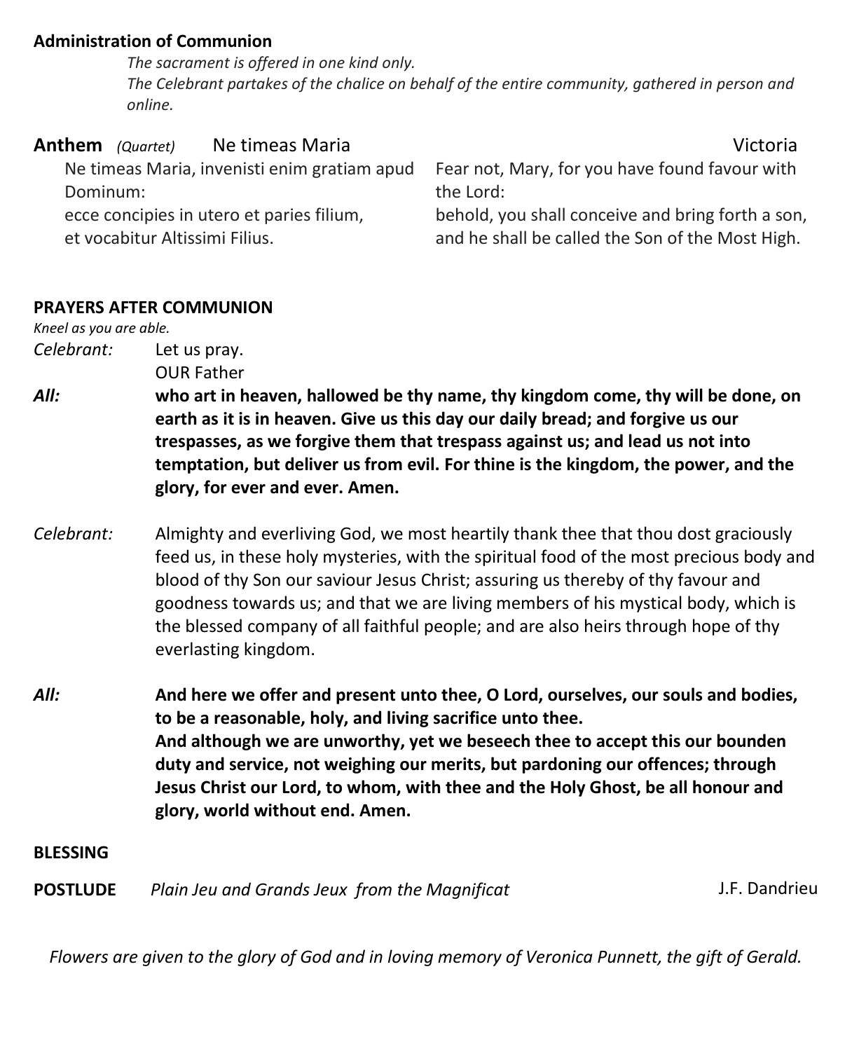**Administration of Communion**

*The sacrament is offered in one kind only.*
*The Celebrant partakes of the chalice on behalf of the entire community, gathered in person and online.*

**Anthem** *(Quartet)* Ne timeas Maria — Victoria

| | |
|---|---|
| Ne timeas Maria, invenisti enim gratiam apud Dominum: | Fear not, Mary, for you have found favour with the Lord: |
| ecce concipies in utero et paries filium, | behold, you shall conceive and bring forth a son, |
| et vocabitur Altissimi Filius. | and he shall be called the Son of the Most High. |

**PRAYERS AFTER COMMUNION**

*Kneel as you are able.*

*Celebrant:* Let us pray.
OUR Father

*All:* **who art in heaven, hallowed be thy name, thy kingdom come, thy will be done, on earth as it is in heaven. Give us this day our daily bread; and forgive us our trespasses, as we forgive them that trespass against us; and lead us not into temptation, but deliver us from evil. For thine is the kingdom, the power, and the glory, for ever and ever. Amen.**

*Celebrant:* Almighty and everliving God, we most heartily thank thee that thou dost graciously feed us, in these holy mysteries, with the spiritual food of the most precious body and blood of thy Son our saviour Jesus Christ; assuring us thereby of thy favour and goodness towards us; and that we are living members of his mystical body, which is the blessed company of all faithful people; and are also heirs through hope of thy everlasting kingdom.

*All:* **And here we offer and present unto thee, O Lord, ourselves, our souls and bodies, to be a reasonable, holy, and living sacrifice unto thee.**
**And although we are unworthy, yet we beseech thee to accept this our bounden duty and service, not weighing our merits, but pardoning our offences; through Jesus Christ our Lord, to whom, with thee and the Holy Ghost, be all honour and glory, world without end. Amen.**

**BLESSING**

**POSTLUDE** *Plain Jeu and Grands Jeux from the Magnificat* — J.F. Dandrieu

*Flowers are given to the glory of God and in loving memory of Veronica Punnett, the gift of Gerald.*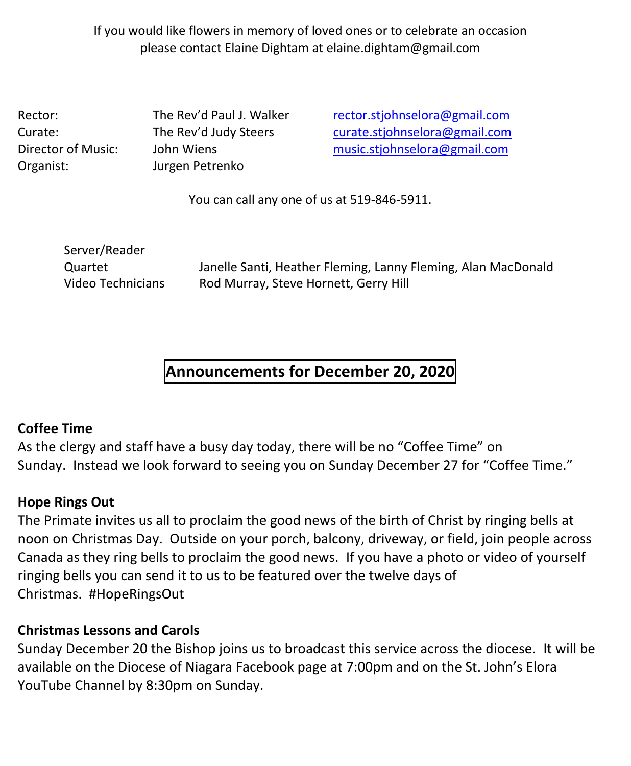If you would like flowers in memory of loved ones or to celebrate an occasion please contact Elaine Dightam at elaine.dightam@gmail.com

| | | |
|---|---|---|
| Rector: | The Rev'd Paul J. Walker | rector.stjohnselora@gmail.com |
| Curate: | The Rev'd Judy Steers | curate.stjohnselora@gmail.com |
| Director of Music: | John Wiens | music.stjohnselora@gmail.com |
| Organist: | Jurgen Petrenko | |

You can call any one of us at 519-846-5911.

| | |
|---|---|
| Server/Reader | |
| Quartet | Janelle Santi, Heather Fleming, Lanny Fleming, Alan MacDonald |
| Video Technicians | Rod Murray, Steve Hornett, Gerry Hill |

## Announcements for December 20, 2020

**Coffee Time**

As the clergy and staff have a busy day today, there will be no "Coffee Time" on Sunday. Instead we look forward to seeing you on Sunday December 27 for "Coffee Time."

**Hope Rings Out**

The Primate invites us all to proclaim the good news of the birth of Christ by ringing bells at noon on Christmas Day. Outside on your porch, balcony, driveway, or field, join people across Canada as they ring bells to proclaim the good news. If you have a photo or video of yourself ringing bells you can send it to us to be featured over the twelve days of Christmas. #HopeRingsOut

**Christmas Lessons and Carols**

Sunday December 20 the Bishop joins us to broadcast this service across the diocese. It will be available on the Diocese of Niagara Facebook page at 7:00pm and on the St. John's Elora YouTube Channel by 8:30pm on Sunday.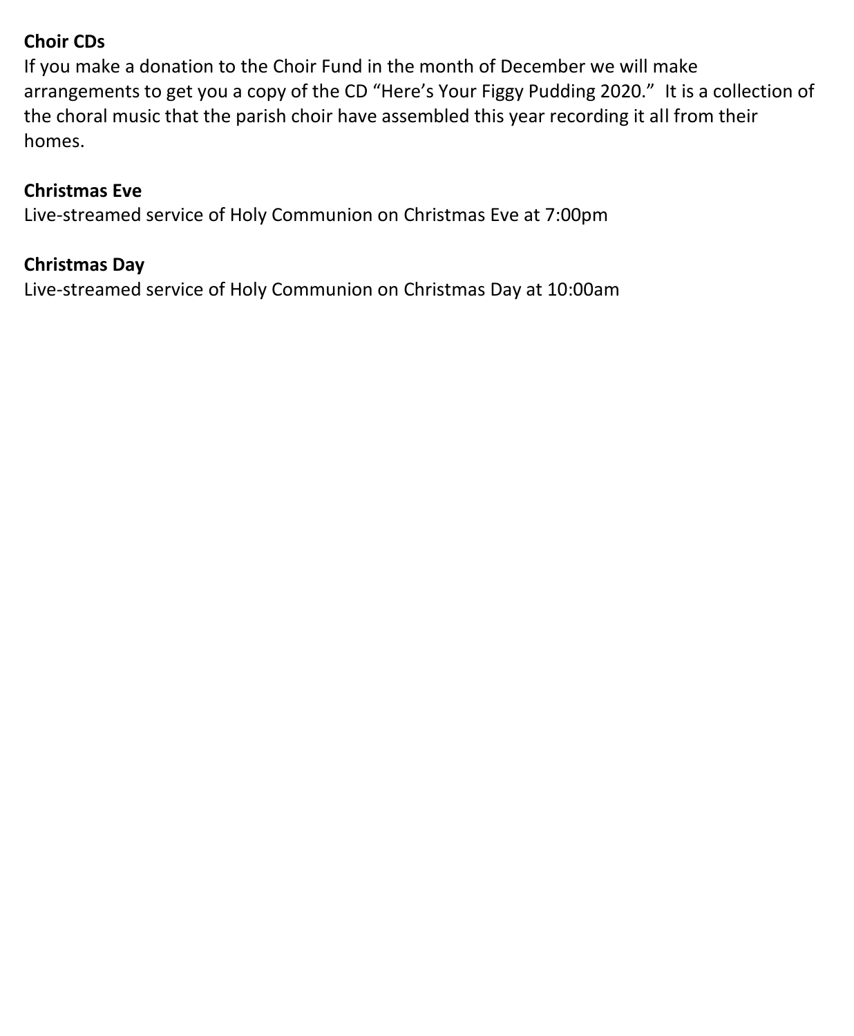**Choir CDs**

If you make a donation to the Choir Fund in the month of December we will make arrangements to get you a copy of the CD "Here's Your Figgy Pudding 2020." It is a collection of the choral music that the parish choir have assembled this year recording it all from their homes.

**Christmas Eve**

Live-streamed service of Holy Communion on Christmas Eve at 7:00pm

**Christmas Day**

Live-streamed service of Holy Communion on Christmas Day at 10:00am